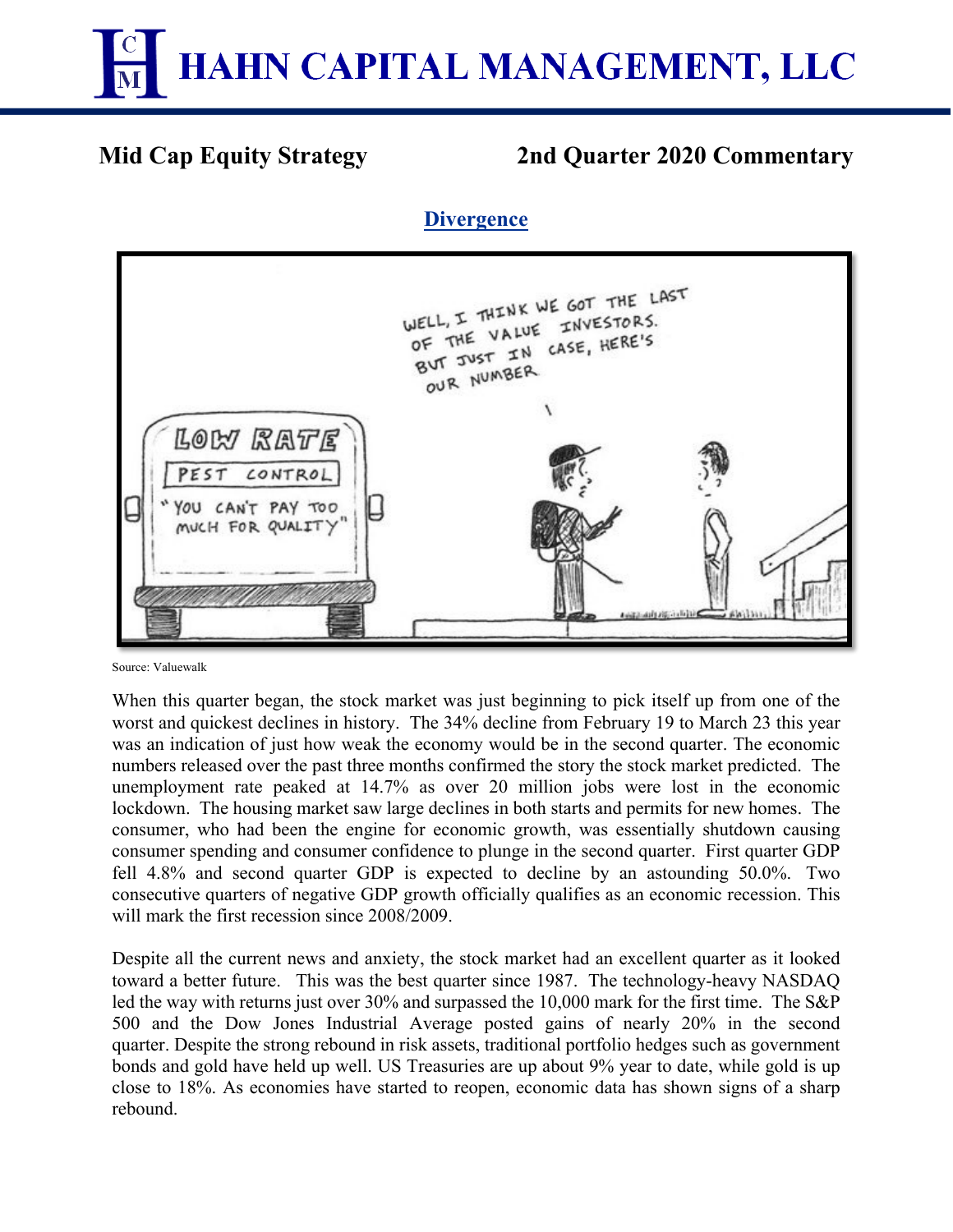# HAHN CAPITAL MANAGEMENT, LLC

**Mid Cap Equity Strategy** **2nd Quarter 2020 Commentary**

## Divergence

Source: Valuewalk

When this quarter began, the stock market was just beginning to pick itself up from one of the worst and quickest declines in history. The 34% decline from February 19 to March 23 this year was an indication of just how weak the economy would be in the second quarter. The economic numbers released over the past three months confirmed the story the stock market predicted. The unemployment rate peaked at 14.7% as over 20 million jobs were lost in the economic lockdown. The housing market saw large declines in both starts and permits for new homes. The consumer, who had been the engine for economic growth, was essentially shutdown causing consumer spending and consumer confidence to plunge in the second quarter. First quarter GDP fell 4.8% and second quarter GDP is expected to decline by an astounding 50.0%. Two consecutive quarters of negative GDP growth officially qualifies as an economic recession. This will mark the first recession since 2008/2009.

Despite all the current news and anxiety, the stock market had an excellent quarter as it looked toward a better future. This was the best quarter since 1987. The technology-heavy NASDAQ led the way with returns just over 30% and surpassed the 10,000 mark for the first time. The S&P 500 and the Dow Jones Industrial Average posted gains of nearly 20% in the second quarter. Despite the strong rebound in risk assets, traditional portfolio hedges such as government bonds and gold have held up well. US Treasuries are up about 9% year to date, while gold is up close to 18%. As economies have started to reopen, economic data has shown signs of a sharp rebound.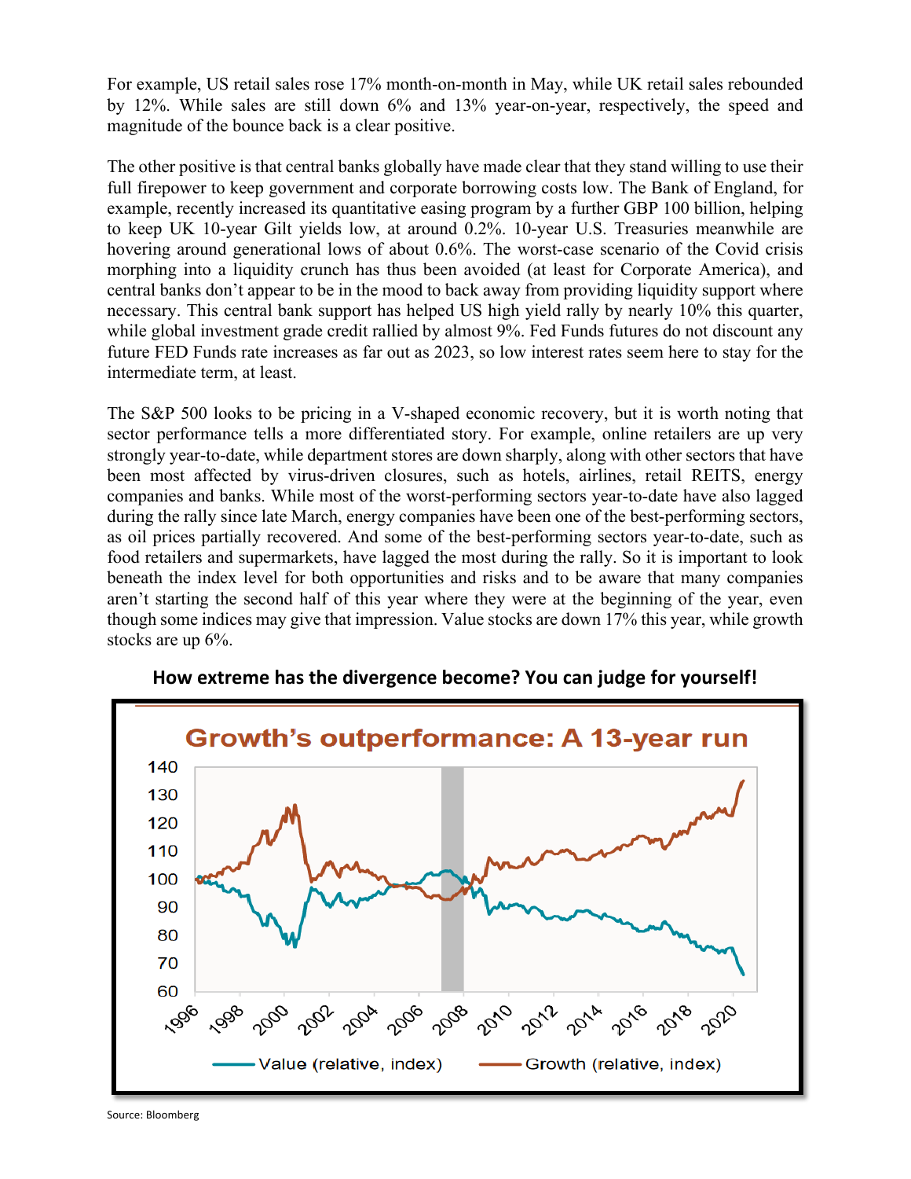For example, US retail sales rose 17% month-on-month in May, while UK retail sales rebounded by 12%. While sales are still down 6% and 13% year-on-year, respectively, the speed and magnitude of the bounce back is a clear positive.

The other positive is that central banks globally have made clear that they stand willing to use their full firepower to keep government and corporate borrowing costs low. The Bank of England, for example, recently increased its quantitative easing program by a further GBP 100 billion, helping to keep UK 10-year Gilt yields low, at around 0.2%. 10-year U.S. Treasuries meanwhile are hovering around generational lows of about 0.6%. The worst-case scenario of the Covid crisis morphing into a liquidity crunch has thus been avoided (at least for Corporate America), and central banks don't appear to be in the mood to back away from providing liquidity support where necessary. This central bank support has helped US high yield rally by nearly 10% this quarter, while global investment grade credit rallied by almost 9%. Fed Funds futures do not discount any future FED Funds rate increases as far out as 2023, so low interest rates seem here to stay for the intermediate term, at least.

The S&P 500 looks to be pricing in a V-shaped economic recovery, but it is worth noting that sector performance tells a more differentiated story. For example, online retailers are up very strongly year-to-date, while department stores are down sharply, along with other sectors that have been most affected by virus-driven closures, such as hotels, airlines, retail REITS, energy companies and banks. While most of the worst-performing sectors year-to-date have also lagged during the rally since late March, energy companies have been one of the best-performing sectors, as oil prices partially recovered. And some of the best-performing sectors year-to-date, such as food retailers and supermarkets, have lagged the most during the rally. So it is important to look beneath the index level for both opportunities and risks and to be aware that many companies aren't starting the second half of this year where they were at the beginning of the year, even though some indices may give that impression. Value stocks are down 17% this year, while growth stocks are up 6%.

**How extreme has the divergence become? You can judge for yourself!**

Source: Bloomberg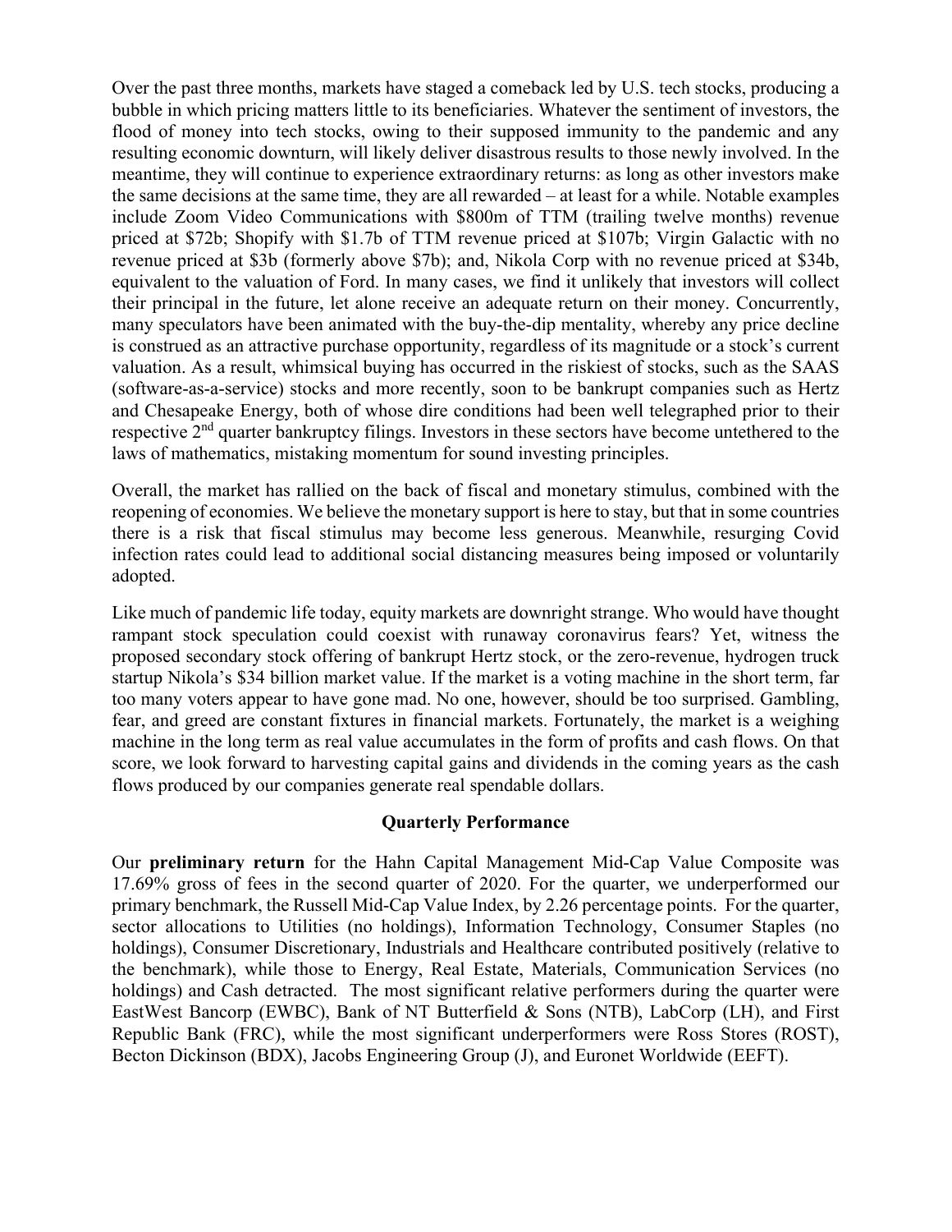Over the past three months, markets have staged a comeback led by U.S. tech stocks, producing a bubble in which pricing matters little to its beneficiaries. Whatever the sentiment of investors, the flood of money into tech stocks, owing to their supposed immunity to the pandemic and any resulting economic downturn, will likely deliver disastrous results to those newly involved. In the meantime, they will continue to experience extraordinary returns: as long as other investors make the same decisions at the same time, they are all rewarded – at least for a while. Notable examples include Zoom Video Communications with $800m of TTM (trailing twelve months) revenue priced at $72b; Shopify with $1.7b of TTM revenue priced at $107b; Virgin Galactic with no revenue priced at $3b (formerly above $7b); and, Nikola Corp with no revenue priced at $34b, equivalent to the valuation of Ford. In many cases, we find it unlikely that investors will collect their principal in the future, let alone receive an adequate return on their money. Concurrently, many speculators have been animated with the buy-the-dip mentality, whereby any price decline is construed as an attractive purchase opportunity, regardless of its magnitude or a stock's current valuation. As a result, whimsical buying has occurred in the riskiest of stocks, such as the SAAS (software-as-a-service) stocks and more recently, soon to be bankrupt companies such as Hertz and Chesapeake Energy, both of whose dire conditions had been well telegraphed prior to their respective 2nd quarter bankruptcy filings. Investors in these sectors have become untethered to the laws of mathematics, mistaking momentum for sound investing principles.

Overall, the market has rallied on the back of fiscal and monetary stimulus, combined with the reopening of economies. We believe the monetary support is here to stay, but that in some countries there is a risk that fiscal stimulus may become less generous. Meanwhile, resurging Covid infection rates could lead to additional social distancing measures being imposed or voluntarily adopted.

Like much of pandemic life today, equity markets are downright strange. Who would have thought rampant stock speculation could coexist with runaway coronavirus fears? Yet, witness the proposed secondary stock offering of bankrupt Hertz stock, or the zero-revenue, hydrogen truck startup Nikola's $34 billion market value. If the market is a voting machine in the short term, far too many voters appear to have gone mad. No one, however, should be too surprised. Gambling, fear, and greed are constant fixtures in financial markets. Fortunately, the market is a weighing machine in the long term as real value accumulates in the form of profits and cash flows. On that score, we look forward to harvesting capital gains and dividends in the coming years as the cash flows produced by our companies generate real spendable dollars.

## Quarterly Performance

Our **preliminary return** for the Hahn Capital Management Mid-Cap Value Composite was 17.69% gross of fees in the second quarter of 2020. For the quarter, we underperformed our primary benchmark, the Russell Mid-Cap Value Index, by 2.26 percentage points. For the quarter, sector allocations to Utilities (no holdings), Information Technology, Consumer Staples (no holdings), Consumer Discretionary, Industrials and Healthcare contributed positively (relative to the benchmark), while those to Energy, Real Estate, Materials, Communication Services (no holdings) and Cash detracted. The most significant relative performers during the quarter were EastWest Bancorp (EWBC), Bank of NT Butterfield & Sons (NTB), LabCorp (LH), and First Republic Bank (FRC), while the most significant underperformers were Ross Stores (ROST), Becton Dickinson (BDX), Jacobs Engineering Group (J), and Euronet Worldwide (EEFT).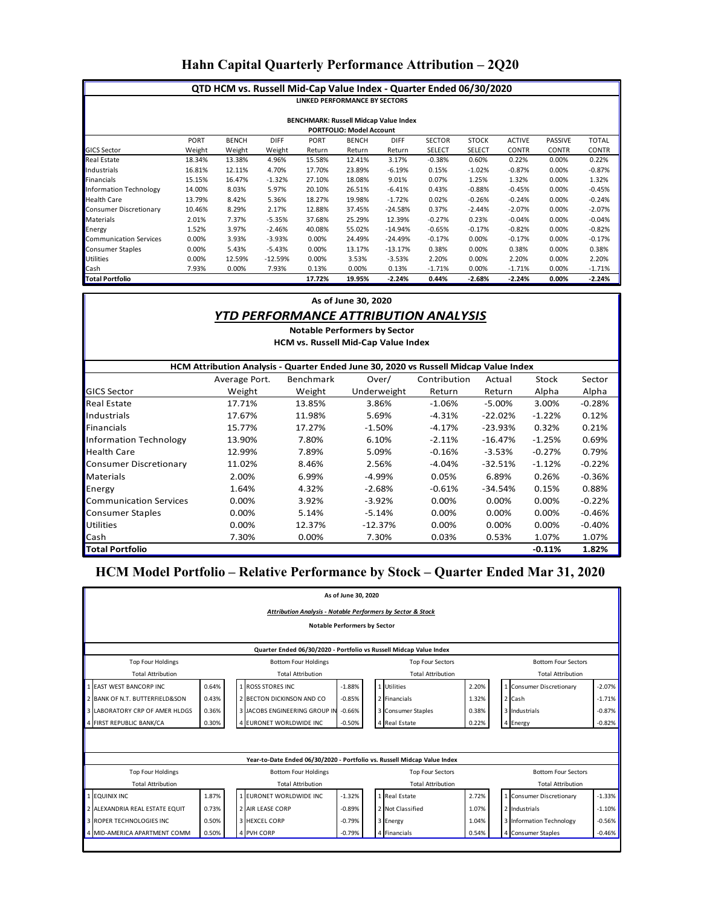# Hahn Capital Quarterly Performance Attribution – 2Q20

**QTD HCM vs. Russell Mid-Cap Value Index - Quarter Ended 06/30/2020**

**LINKED PERFORMANCE BY SECTORS**

**BENCHMARK: Russell Midcap Value Index**

**PORTFOLIO: Model Account**

| GICS Sector | PORT Weight | BENCH Weight | DIFF Weight | PORT Return | BENCH Return | DIFF Return | SECTOR SELECT | STOCK SELECT | ACTIVE CONTR | PASSIVE CONTR | TOTAL CONTR |
|---|---|---|---|---|---|---|---|---|---|---|---|
| Real Estate | 18.34% | 13.38% | 4.96% | 15.58% | 12.41% | 3.17% | -0.38% | 0.60% | 0.22% | 0.00% | 0.22% |
| Industrials | 16.81% | 12.11% | 4.70% | 17.70% | 23.89% | -6.19% | 0.15% | -1.02% | -0.87% | 0.00% | -0.87% |
| Financials | 15.15% | 16.47% | -1.32% | 27.10% | 18.08% | 9.01% | 0.07% | 1.25% | 1.32% | 0.00% | 1.32% |
| Information Technology | 14.00% | 8.03% | 5.97% | 20.10% | 26.51% | -6.41% | 0.43% | -0.88% | -0.45% | 0.00% | -0.45% |
| Health Care | 13.79% | 8.42% | 5.36% | 18.27% | 19.98% | -1.72% | 0.02% | -0.26% | -0.24% | 0.00% | -0.24% |
| Consumer Discretionary | 10.46% | 8.29% | 2.17% | 12.88% | 37.45% | -24.58% | 0.37% | -2.44% | -2.07% | 0.00% | -2.07% |
| Materials | 2.01% | 7.37% | -5.35% | 37.68% | 25.29% | 12.39% | -0.27% | 0.23% | -0.04% | 0.00% | -0.04% |
| Energy | 1.52% | 3.97% | -2.46% | 40.08% | 55.02% | -14.94% | -0.65% | -0.17% | -0.82% | 0.00% | -0.82% |
| Communication Services | 0.00% | 3.93% | -3.93% | 0.00% | 24.49% | -24.49% | -0.17% | 0.00% | -0.17% | 0.00% | -0.17% |
| Consumer Staples | 0.00% | 5.43% | -5.43% | 0.00% | 13.17% | -13.17% | 0.38% | 0.00% | 0.38% | 0.00% | 0.38% |
| Utilities | 0.00% | 12.59% | -12.59% | 0.00% | 3.53% | -3.53% | 2.20% | 0.00% | 2.20% | 0.00% | 2.20% |
| Cash | 7.93% | 0.00% | 7.93% | 0.13% | 0.00% | 0.13% | -1.71% | 0.00% | -1.71% | 0.00% | -1.71% |
| **Total Portfolio** | | | | **17.72%** | **19.95%** | **-2.24%** | **0.44%** | **-2.68%** | **-2.24%** | **0.00%** | **-2.24%** |

**As of June 30, 2020**

***YTD PERFORMANCE ATTRIBUTION ANALYSIS***

**Notable Performers by Sector**

**HCM vs. Russell Mid-Cap Value Index**

**HCM Attribution Analysis - Quarter Ended June 30, 2020 vs Russell Midcap Value Index**

| GICS Sector | Average Port. Weight | Benchmark Weight | Over/ Underweight | Contribution Return | Actual Return | Stock Alpha | Sector Alpha |
|---|---|---|---|---|---|---|---|
| Real Estate | 17.71% | 13.85% | 3.86% | -1.06% | -5.00% | 3.00% | -0.28% |
| Industrials | 17.67% | 11.98% | 5.69% | -4.31% | -22.02% | -1.22% | 0.12% |
| Financials | 15.77% | 17.27% | -1.50% | -4.17% | -23.93% | 0.32% | 0.21% |
| Information Technology | 13.90% | 7.80% | 6.10% | -2.11% | -16.47% | -1.25% | 0.69% |
| Health Care | 12.99% | 7.89% | 5.09% | -0.16% | -3.53% | -0.27% | 0.79% |
| Consumer Discretionary | 11.02% | 8.46% | 2.56% | -4.04% | -32.51% | -1.12% | -0.22% |
| Materials | 2.00% | 6.99% | -4.99% | 0.05% | 6.89% | 0.26% | -0.36% |
| Energy | 1.64% | 4.32% | -2.68% | -0.61% | -34.54% | 0.15% | 0.88% |
| Communication Services | 0.00% | 3.92% | -3.92% | 0.00% | 0.00% | 0.00% | -0.22% |
| Consumer Staples | 0.00% | 5.14% | -5.14% | 0.00% | 0.00% | 0.00% | -0.46% |
| Utilities | 0.00% | 12.37% | -12.37% | 0.00% | 0.00% | 0.00% | -0.40% |
| Cash | 7.30% | 0.00% | 7.30% | 0.03% | 0.53% | 1.07% | 1.07% |
| **Total Portfolio** | | | | | | **-0.11%** | **1.82%** |

## HCM Model Portfolio – Relative Performance by Stock – Quarter Ended Mar 31, 2020

**As of June 30, 2020**

***Attribution Analysis - Notable Performers by Sector & Stock***

**Notable Performers by Sector**

**Quarter Ended 06/30/2020 - Portfolio vs Russell Midcap Value Index**

| | Top Four Holdings (Total Attribution) | | | Bottom Four Holdings (Total Attribution) | | | Top Four Sectors (Total Attribution) | | | Bottom Four Sectors (Total Attribution) | |
|---|---|---|---|---|---|---|---|---|---|---|---|
| 1 | EAST WEST BANCORP INC | 0.64% | 1 | ROSS STORES INC | -1.88% | 1 | Utilities | 2.20% | 1 | Consumer Discretionary | -2.07% |
| 2 | BANK OF N.T. BUTTERFIELD&SON | 0.43% | 2 | BECTON DICKINSON AND CO | -0.85% | 2 | Financials | 1.32% | 2 | Cash | -1.71% |
| 3 | LABORATORY CRP OF AMER HLDGS | 0.36% | 3 | JACOBS ENGINEERING GROUP IN | -0.66% | 3 | Consumer Staples | 0.38% | 3 | Industrials | -0.87% |
| 4 | FIRST REPUBLIC BANK/CA | 0.30% | 4 | EURONET WORLDWIDE INC | -0.50% | 4 | Real Estate | 0.22% | 4 | Energy | -0.82% |

**Year-to-Date Ended 06/30/2020 - Portfolio vs. Russell Midcap Value Index**

| | Top Four Holdings (Total Attribution) | | | Bottom Four Holdings (Total Attribution) | | | Top Four Sectors (Total Attribution) | | | Bottom Four Sectors (Total Attribution) | |
|---|---|---|---|---|---|---|---|---|---|---|---|
| 1 | EQUINIX INC | 1.87% | 1 | EURONET WORLDWIDE INC | -1.32% | 1 | Real Estate | 2.72% | 1 | Consumer Discretionary | -1.33% |
| 2 | ALEXANDRIA REAL ESTATE EQUIT | 0.73% | 2 | AIR LEASE CORP | -0.89% | 2 | Not Classified | 1.07% | 2 | Industrials | -1.10% |
| 3 | ROPER TECHNOLOGIES INC | 0.50% | 3 | HEXCEL CORP | -0.79% | 3 | Energy | 1.04% | 3 | Information Technology | -0.56% |
| 4 | MID-AMERICA APARTMENT COMM | 0.50% | 4 | PVH CORP | -0.79% | 4 | Financials | 0.54% | 4 | Consumer Staples | -0.46% |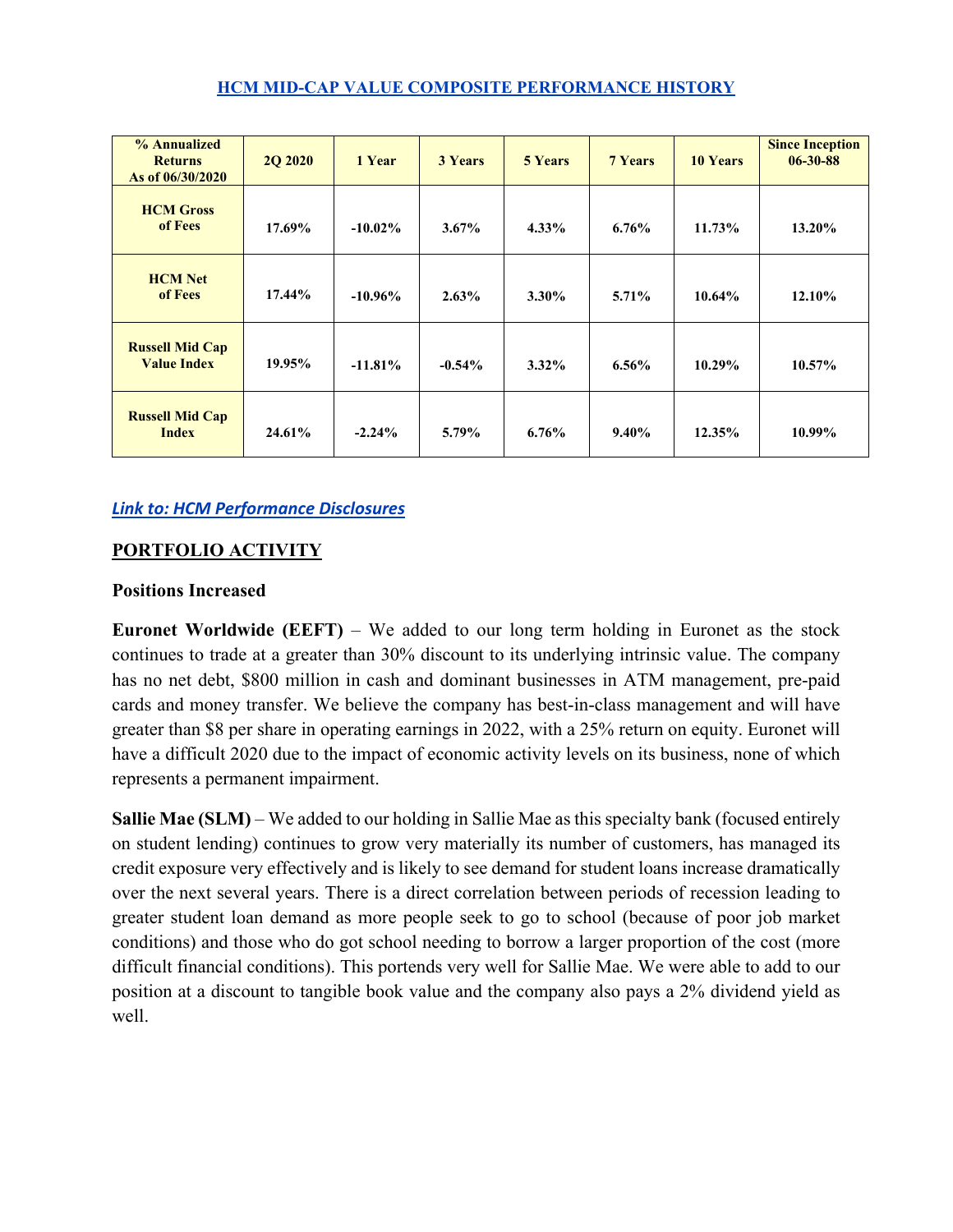## HCM MID-CAP VALUE COMPOSITE PERFORMANCE HISTORY

| % Annualized Returns As of 06/30/2020 | 2Q 2020 | 1 Year | 3 Years | 5 Years | 7 Years | 10 Years | Since Inception 06-30-88 |
|---|---|---|---|---|---|---|---|
| HCM Gross of Fees | 17.69% | -10.02% | 3.67% | 4.33% | 6.76% | 11.73% | 13.20% |
| HCM Net of Fees | 17.44% | -10.96% | 2.63% | 3.30% | 5.71% | 10.64% | 12.10% |
| Russell Mid Cap Value Index | 19.95% | -11.81% | -0.54% | 3.32% | 6.56% | 10.29% | 10.57% |
| Russell Mid Cap Index | 24.61% | -2.24% | 5.79% | 6.76% | 9.40% | 12.35% | 10.99% |

*Link to: HCM Performance Disclosures*

## PORTFOLIO ACTIVITY

### Positions Increased

**Euronet Worldwide (EEFT)** – We added to our long term holding in Euronet as the stock continues to trade at a greater than 30% discount to its underlying intrinsic value. The company has no net debt, $800 million in cash and dominant businesses in ATM management, pre-paid cards and money transfer. We believe the company has best-in-class management and will have greater than $8 per share in operating earnings in 2022, with a 25% return on equity. Euronet will have a difficult 2020 due to the impact of economic activity levels on its business, none of which represents a permanent impairment.

**Sallie Mae (SLM)** – We added to our holding in Sallie Mae as this specialty bank (focused entirely on student lending) continues to grow very materially its number of customers, has managed its credit exposure very effectively and is likely to see demand for student loans increase dramatically over the next several years. There is a direct correlation between periods of recession leading to greater student loan demand as more people seek to go to school (because of poor job market conditions) and those who do got school needing to borrow a larger proportion of the cost (more difficult financial conditions). This portends very well for Sallie Mae. We were able to add to our position at a discount to tangible book value and the company also pays a 2% dividend yield as well.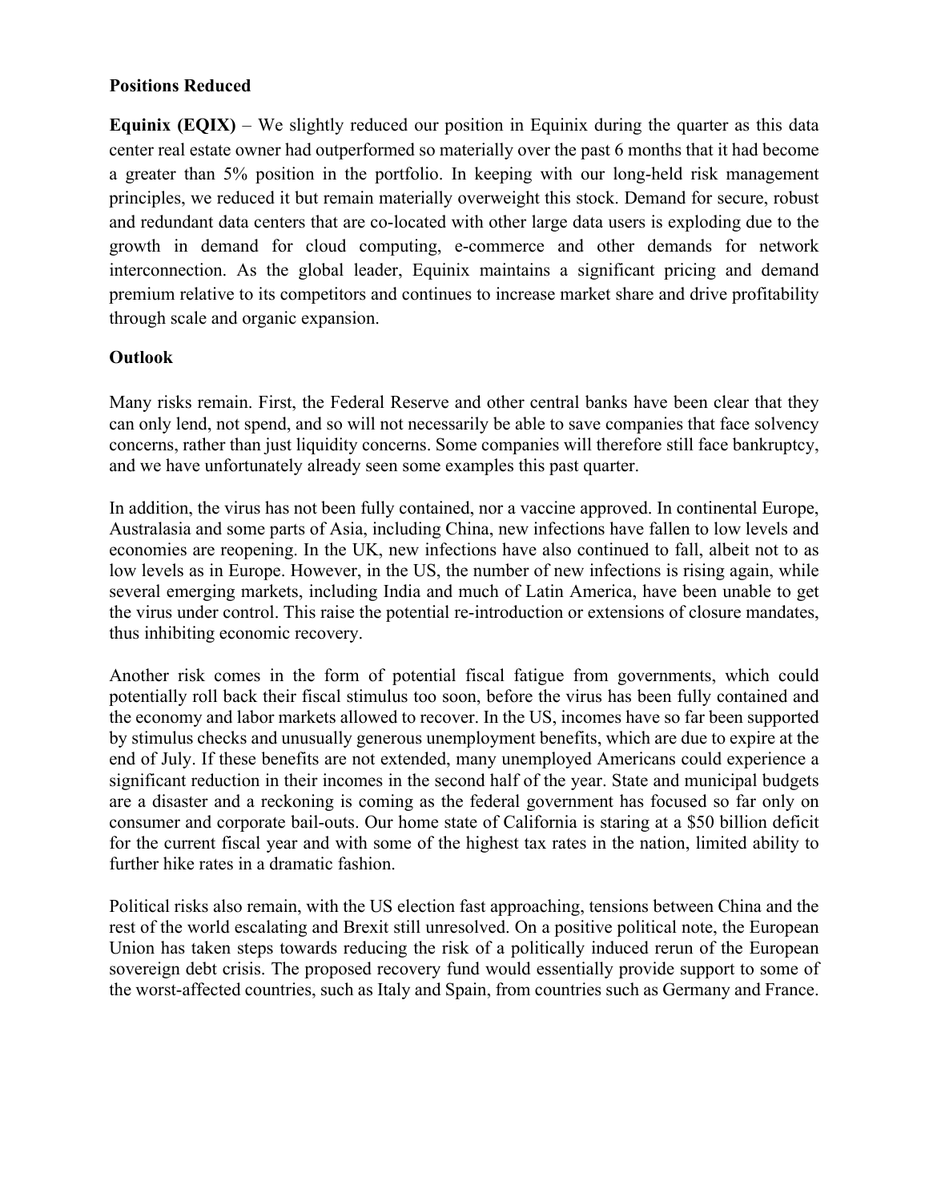**Positions Reduced**

**Equinix (EQIX)** – We slightly reduced our position in Equinix during the quarter as this data center real estate owner had outperformed so materially over the past 6 months that it had become a greater than 5% position in the portfolio. In keeping with our long-held risk management principles, we reduced it but remain materially overweight this stock. Demand for secure, robust and redundant data centers that are co-located with other large data users is exploding due to the growth in demand for cloud computing, e-commerce and other demands for network interconnection. As the global leader, Equinix maintains a significant pricing and demand premium relative to its competitors and continues to increase market share and drive profitability through scale and organic expansion.

**Outlook**

Many risks remain. First, the Federal Reserve and other central banks have been clear that they can only lend, not spend, and so will not necessarily be able to save companies that face solvency concerns, rather than just liquidity concerns. Some companies will therefore still face bankruptcy, and we have unfortunately already seen some examples this past quarter.

In addition, the virus has not been fully contained, nor a vaccine approved. In continental Europe, Australasia and some parts of Asia, including China, new infections have fallen to low levels and economies are reopening. In the UK, new infections have also continued to fall, albeit not to as low levels as in Europe. However, in the US, the number of new infections is rising again, while several emerging markets, including India and much of Latin America, have been unable to get the virus under control. This raise the potential re-introduction or extensions of closure mandates, thus inhibiting economic recovery.

Another risk comes in the form of potential fiscal fatigue from governments, which could potentially roll back their fiscal stimulus too soon, before the virus has been fully contained and the economy and labor markets allowed to recover. In the US, incomes have so far been supported by stimulus checks and unusually generous unemployment benefits, which are due to expire at the end of July. If these benefits are not extended, many unemployed Americans could experience a significant reduction in their incomes in the second half of the year. State and municipal budgets are a disaster and a reckoning is coming as the federal government has focused so far only on consumer and corporate bail-outs. Our home state of California is staring at a $50 billion deficit for the current fiscal year and with some of the highest tax rates in the nation, limited ability to further hike rates in a dramatic fashion.

Political risks also remain, with the US election fast approaching, tensions between China and the rest of the world escalating and Brexit still unresolved. On a positive political note, the European Union has taken steps towards reducing the risk of a politically induced rerun of the European sovereign debt crisis. The proposed recovery fund would essentially provide support to some of the worst-affected countries, such as Italy and Spain, from countries such as Germany and France.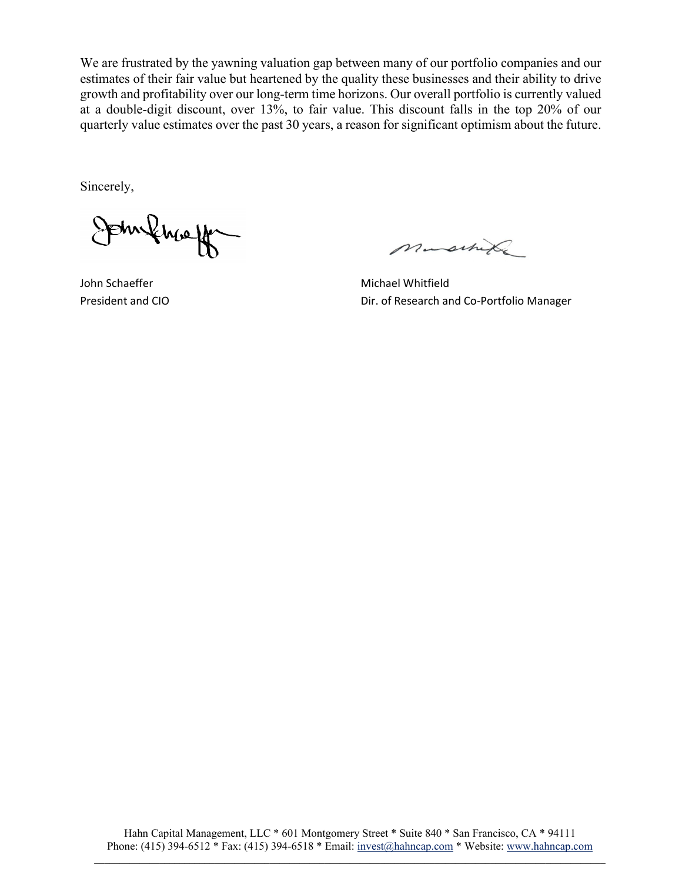We are frustrated by the yawning valuation gap between many of our portfolio companies and our estimates of their fair value but heartened by the quality these businesses and their ability to drive growth and profitability over our long-term time horizons. Our overall portfolio is currently valued at a double-digit discount, over 13%, to fair value. This discount falls in the top 20% of our quarterly value estimates over the past 30 years, a reason for significant optimism about the future.

Sincerely,

John Schaeffer
President and CIO

Michael Whitfield
Dir. of Research and Co-Portfolio Manager

Hahn Capital Management, LLC * 601 Montgomery Street * Suite 840 * San Francisco, CA * 94111
Phone: (415) 394-6512 * Fax: (415) 394-6518 * Email: invest@hahncap.com * Website: www.hahncap.com